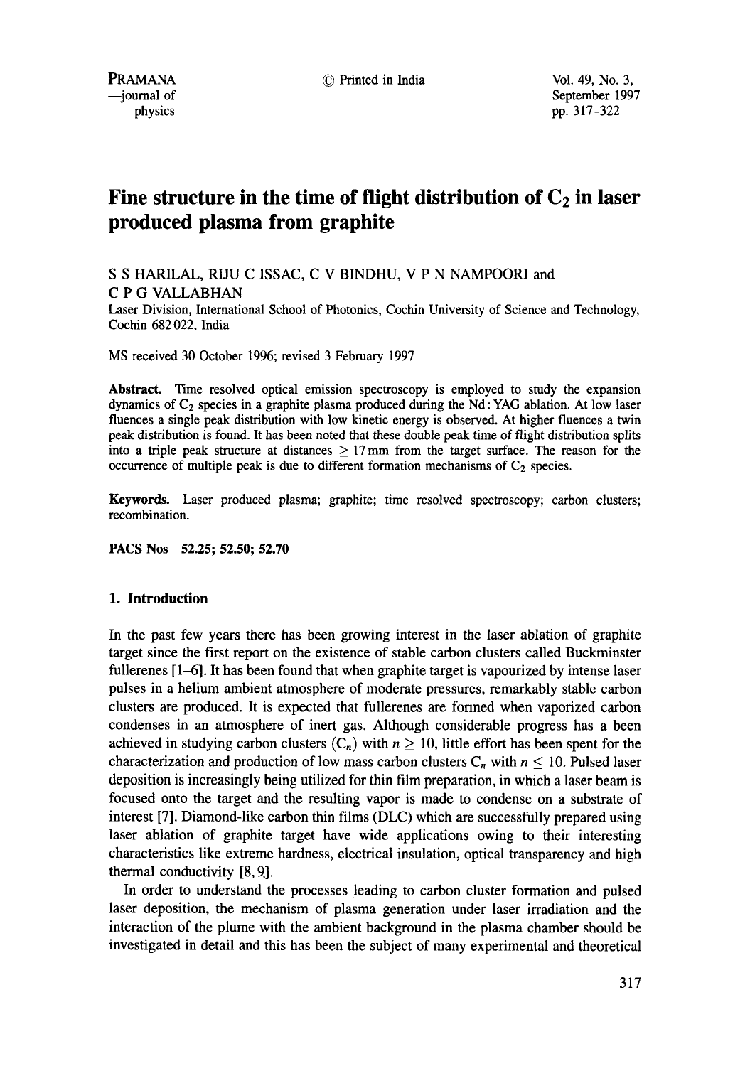# Fine structure in the time of flight distribution of $C_2$ in laser produced plasma from graphite

S S HARILAL, RIJU C ISSAC, C V BINDHU, V P N NAMPOORI and C P G VALLABHAN

Laser Division, International School of Photonics, Cochin University of Science and Technology, Cochin 682 022, India

MS received 30 October 1996; revised 3 February 1997

**Abstract.** Time resolved optical emission spectroscopy is employed to study the expansion dynamics of $C_2$ species in a graphite plasma produced during the Nd:YAG ablation. At low laser fluences a single peak distribution with low kinetic energy is observed. At higher fluences a twin peak distribution is found. It has been noted that these double peak time of flight distribution splits into a triple peak structure at distances $\geq 17$ mm from the target surface. The reason for the occurrence of multiple peak is due to different formation mechanisms of $C_2$ species.

**Keywords.** Laser produced plasma; graphite; time resolved spectroscopy; carbon clusters; recombination.

**PACS Nos** 52.25; 52.50; 52.70

## 1. Introduction

In the past few years there has been growing interest in the laser ablation of graphite target since the first report on the existence of stable carbon clusters called Buckminster fullerenes [1–6]. It has been found that when graphite target is vapourized by intense laser pulses in a helium ambient atmosphere of moderate pressures, remarkably stable carbon clusters are produced. It is expected that fullerenes are fonned when vaporized carbon condenses in an atmosphere of inert gas. Although considerable progress has a been achieved in studying carbon clusters ($C_n$) with $n \geq 10$, little effort has been spent for the characterization and production of low mass carbon clusters $C_n$ with $n \leq 10$. Pulsed laser deposition is increasingly being utilized for thin film preparation, in which a laser beam is focused onto the target and the resulting vapor is made to condense on a substrate of interest [7]. Diamond-like carbon thin films (DLC) which are successfully prepared using laser ablation of graphite target have wide applications owing to their interesting characteristics like extreme hardness, electrical insulation, optical transparency and high thermal conductivity [8, 9].

In order to understand the processes leading to carbon cluster formation and pulsed laser deposition, the mechanism of plasma generation under laser irradiation and the interaction of the plume with the ambient background in the plasma chamber should be investigated in detail and this has been the subject of many experimental and theoretical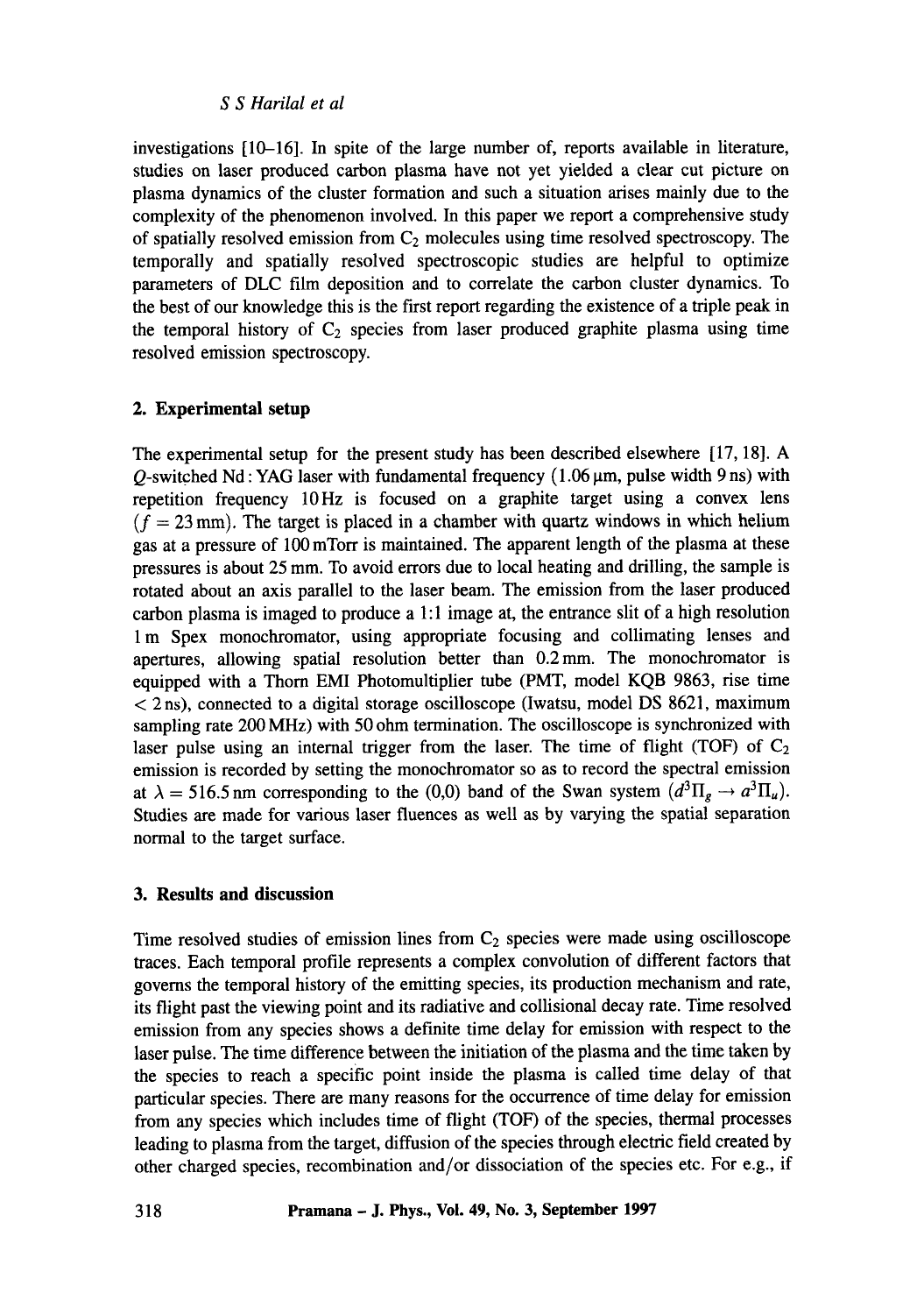investigations [10–16]. In spite of the large number of, reports available in literature, studies on laser produced carbon plasma have not yet yielded a clear cut picture on plasma dynamics of the cluster formation and such a situation arises mainly due to the complexity of the phenomenon involved. In this paper we report a comprehensive study of spatially resolved emission from $C_2$ molecules using time resolved spectroscopy. The temporally and spatially resolved spectroscopic studies are helpful to optimize parameters of DLC film deposition and to correlate the carbon cluster dynamics. To the best of our knowledge this is the first report regarding the existence of a triple peak in the temporal history of $C_2$ species from laser produced graphite plasma using time resolved emission spectroscopy.

## 2. Experimental setup

The experimental setup for the present study has been described elsewhere [17, 18]. A $Q$-switched Nd : YAG laser with fundamental frequency (1.06 μm, pulse width 9 ns) with repetition frequency 10 Hz is focused on a graphite target using a convex lens ($f = 23$ mm). The target is placed in a chamber with quartz windows in which helium gas at a pressure of 100 mTorr is maintained. The apparent length of the plasma at these pressures is about 25 mm. To avoid errors due to local heating and drilling, the sample is rotated about an axis parallel to the laser beam. The emission from the laser produced carbon plasma is imaged to produce a 1:1 image at, the entrance slit of a high resolution 1 m Spex monochromator, using appropriate focusing and collimating lenses and apertures, allowing spatial resolution better than 0.2 mm. The monochromator is equipped with a Thorn EMI Photomultiplier tube (PMT, model KQB 9863, rise time < 2 ns), connected to a digital storage oscilloscope (Iwatsu, model DS 8621, maximum sampling rate 200 MHz) with 50 ohm termination. The oscilloscope is synchronized with laser pulse using an internal trigger from the laser. The time of flight (TOF) of $C_2$ emission is recorded by setting the monochromator so as to record the spectral emission at $\lambda = 516.5$ nm corresponding to the (0,0) band of the Swan system ($d^3\Pi_g \rightarrow a^3\Pi_u$). Studies are made for various laser fluences as well as by varying the spatial separation normal to the target surface.

## 3. Results and discussion

Time resolved studies of emission lines from $C_2$ species were made using oscilloscope traces. Each temporal profile represents a complex convolution of different factors that governs the temporal history of the emitting species, its production mechanism and rate, its flight past the viewing point and its radiative and collisional decay rate. Time resolved emission from any species shows a definite time delay for emission with respect to the laser pulse. The time difference between the initiation of the plasma and the time taken by the species to reach a specific point inside the plasma is called time delay of that particular species. There are many reasons for the occurrence of time delay for emission from any species which includes time of flight (TOF) of the species, thermal processes leading to plasma from the target, diffusion of the species through electric field created by other charged species, recombination and/or dissociation of the species etc. For e.g., if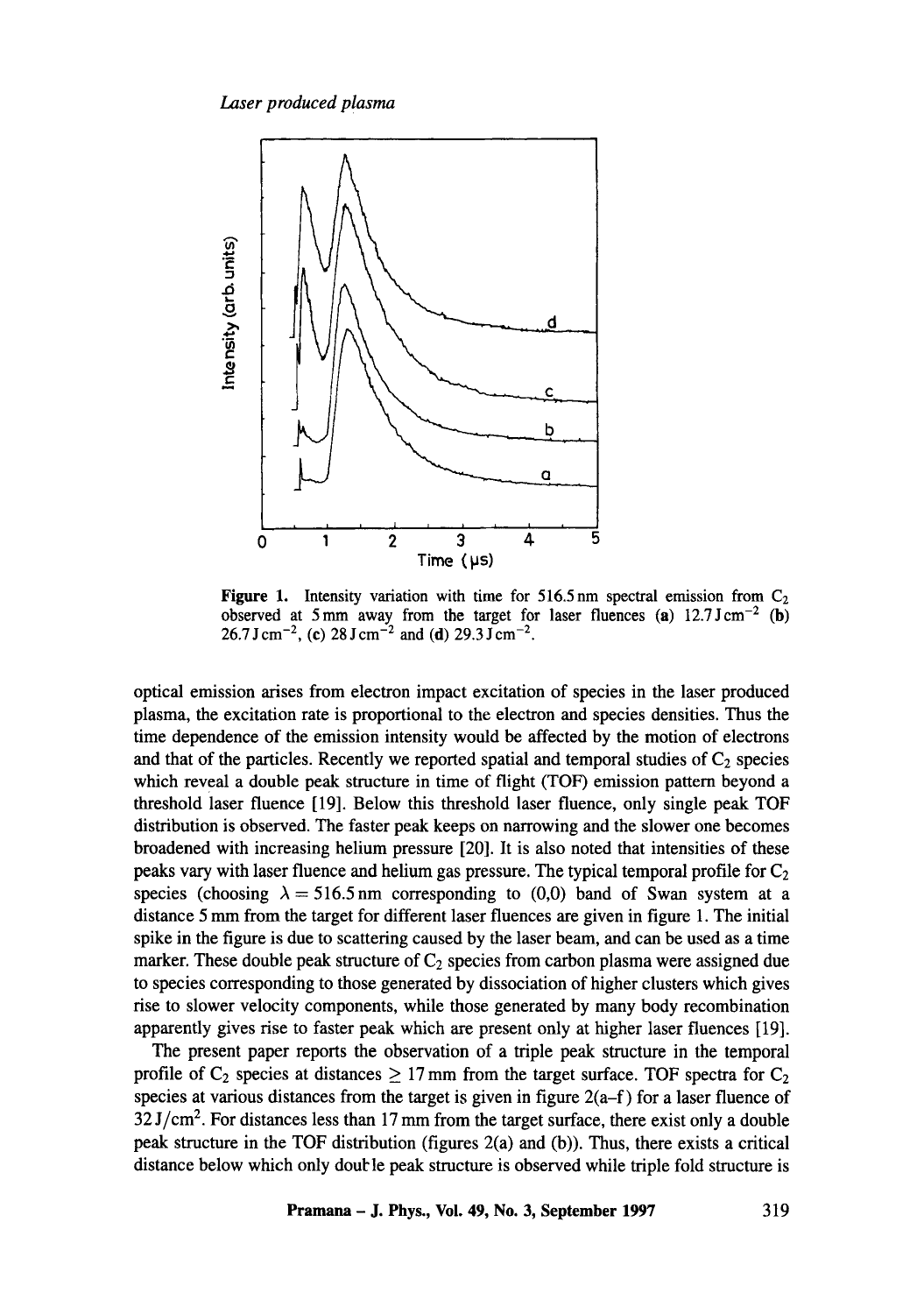**Figure 1.** Intensity variation with time for 516.5 nm spectral emission from $C_2$ observed at 5 mm away from the target for laser fluences (**a**) 12.7 J cm$^{-2}$ (**b**) 26.7 J cm$^{-2}$, (**c**) 28 J cm$^{-2}$ and (**d**) 29.3 J cm$^{-2}$.

optical emission arises from electron impact excitation of species in the laser produced plasma, the excitation rate is proportional to the electron and species densities. Thus the time dependence of the emission intensity would be affected by the motion of electrons and that of the particles. Recently we reported spatial and temporal studies of $C_2$ species which reveal a double peak structure in time of flight (TOF) emission pattern beyond a threshold laser fluence [19]. Below this threshold laser fluence, only single peak TOF distribution is observed. The faster peak keeps on narrowing and the slower one becomes broadened with increasing helium pressure [20]. It is also noted that intensities of these peaks vary with laser fluence and helium gas pressure. The typical temporal profile for $C_2$ species (choosing $\lambda = 516.5$ nm corresponding to (0,0) band of Swan system at a distance 5 mm from the target for different laser fluences are given in figure 1. The initial spike in the figure is due to scattering caused by the laser beam, and can be used as a time marker. These double peak structure of $C_2$ species from carbon plasma were assigned due to species corresponding to those generated by dissociation of higher clusters which gives rise to slower velocity components, while those generated by many body recombination apparently gives rise to faster peak which are present only at higher laser fluences [19].

The present paper reports the observation of a triple peak structure in the temporal profile of $C_2$ species at distances $\geq 17$ mm from the target surface. TOF spectra for $C_2$ species at various distances from the target is given in figure 2(a–f) for a laser fluence of 32 J/cm$^2$. For distances less than 17 mm from the target surface, there exist only a double peak structure in the TOF distribution (figures 2(a) and (b)). Thus, there exists a critical distance below which only double peak structure is observed while triple fold structure is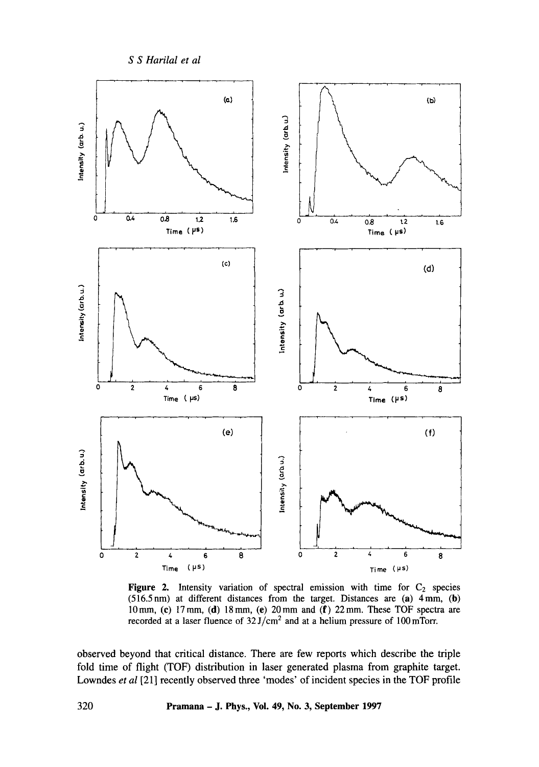Figure 2. Intensity variation of spectral emission with time for $C_2$ species (516.5 nm) at different distances from the target. Distances are (a) 4 mm, (b) 10 mm, (c) 17 mm, (d) 18 mm, (e) 20 mm and (f) 22 mm. These TOF spectra are recorded at a laser fluence of 32 J/cm$^2$ and at a helium pressure of 100 mTorr.

observed beyond that critical distance. There are few reports which describe the triple fold time of flight (TOF) distribution in laser generated plasma from graphite target. Lowndes *et al* [21] recently observed three 'modes' of incident species in the TOF profile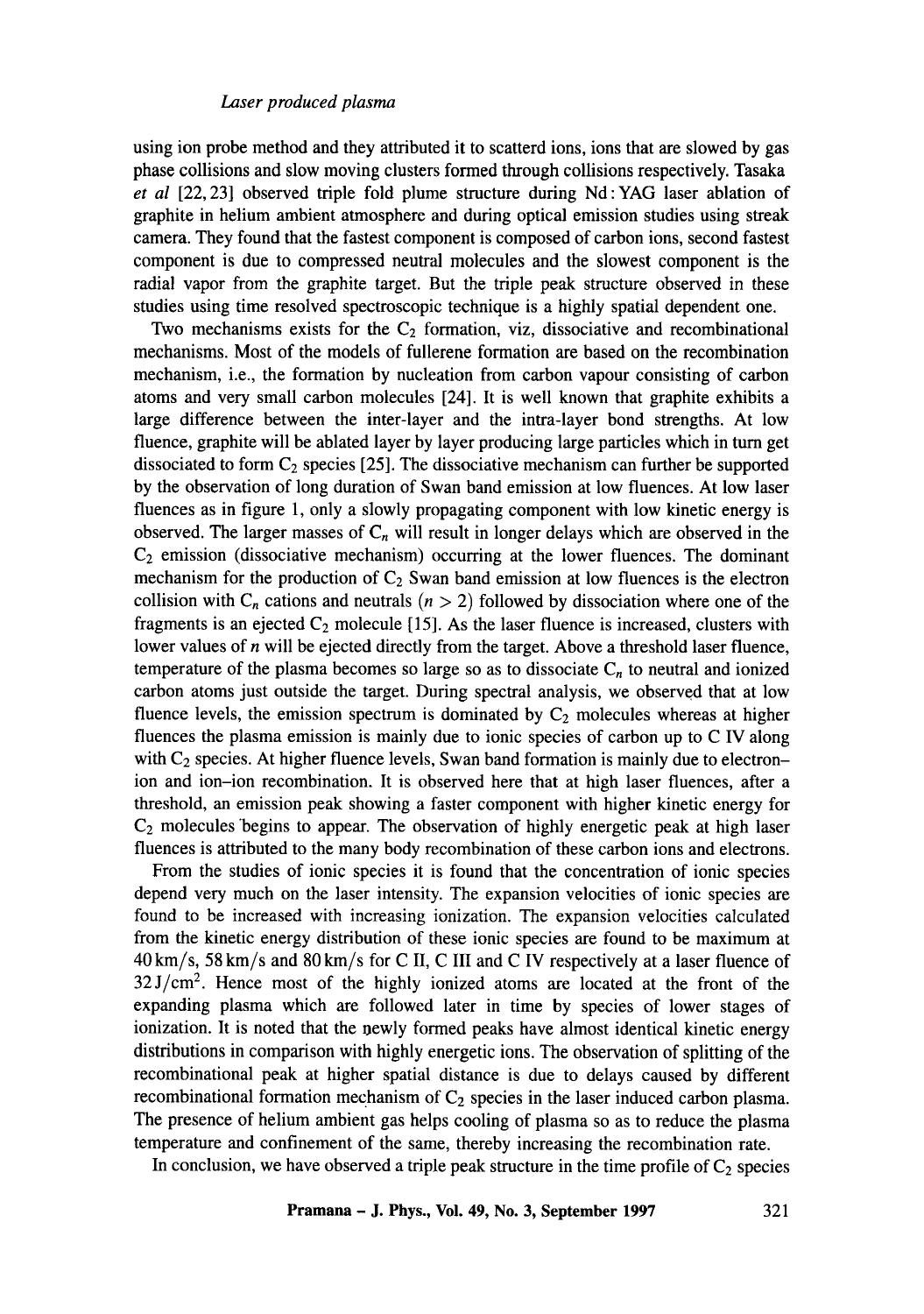using ion probe method and they attributed it to scatterd ions, ions that are slowed by gas phase collisions and slow moving clusters formed through collisions respectively. Tasaka *et al* [22, 23] observed triple fold plume structure during Nd : YAG laser ablation of graphite in helium ambient atmosphere and during optical emission studies using streak camera. They found that the fastest component is composed of carbon ions, second fastest component is due to compressed neutral molecules and the slowest component is the radial vapor from the graphite target. But the triple peak structure observed in these studies using time resolved spectroscopic technique is a highly spatial dependent one.

Two mechanisms exists for the $C_2$ formation, viz, dissociative and recombinational mechanisms. Most of the models of fullerene formation are based on the recombination mechanism, i.e., the formation by nucleation from carbon vapour consisting of carbon atoms and very small carbon molecules [24]. It is well known that graphite exhibits a large difference between the inter-layer and the intra-layer bond strengths. At low fluence, graphite will be ablated layer by layer producing large particles which in turn get dissociated to form $C_2$ species [25]. The dissociative mechanism can further be supported by the observation of long duration of Swan band emission at low fluences. At low laser fluences as in figure 1, only a slowly propagating component with low kinetic energy is observed. The larger masses of $C_n$ will result in longer delays which are observed in the $C_2$ emission (dissociative mechanism) occurring at the lower fluences. The dominant mechanism for the production of $C_2$ Swan band emission at low fluences is the electron collision with $C_n$ cations and neutrals ($n > 2$) followed by dissociation where one of the fragments is an ejected $C_2$ molecule [15]. As the laser fluence is increased, clusters with lower values of $n$ will be ejected directly from the target. Above a threshold laser fluence, temperature of the plasma becomes so large so as to dissociate $C_n$ to neutral and ionized carbon atoms just outside the target. During spectral analysis, we observed that at low fluence levels, the emission spectrum is dominated by $C_2$ molecules whereas at higher fluences the plasma emission is mainly due to ionic species of carbon up to C IV along with $C_2$ species. At higher fluence levels, Swan band formation is mainly due to electron–ion and ion–ion recombination. It is observed here that at high laser fluences, after a threshold, an emission peak showing a faster component with higher kinetic energy for $C_2$ molecules begins to appear. The observation of highly energetic peak at high laser fluences is attributed to the many body recombination of these carbon ions and electrons.

From the studies of ionic species it is found that the concentration of ionic species depend very much on the laser intensity. The expansion velocities of ionic species are found to be increased with increasing ionization. The expansion velocities calculated from the kinetic energy distribution of these ionic species are found to be maximum at 40 km/s, 58 km/s and 80 km/s for C II, C III and C IV respectively at a laser fluence of 32 J/cm$^2$. Hence most of the highly ionized atoms are located at the front of the expanding plasma which are followed later in time by species of lower stages of ionization. It is noted that the newly formed peaks have almost identical kinetic energy distributions in comparison with highly energetic ions. The observation of splitting of the recombinational peak at higher spatial distance is due to delays caused by different recombinational formation mechanism of $C_2$ species in the laser induced carbon plasma. The presence of helium ambient gas helps cooling of plasma so as to reduce the plasma temperature and confinement of the same, thereby increasing the recombination rate.

In conclusion, we have observed a triple peak structure in the time profile of $C_2$ species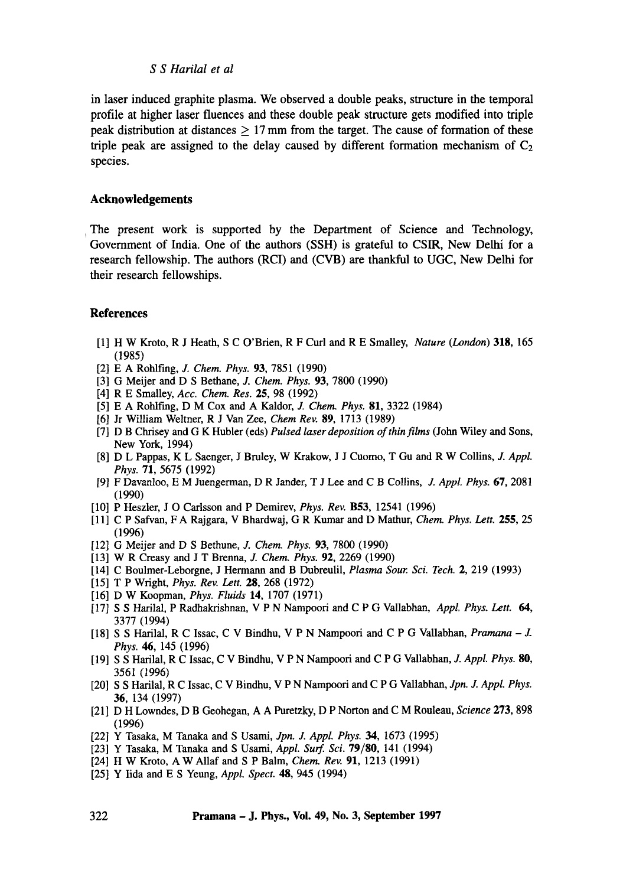in laser induced graphite plasma. We observed a double peaks, structure in the temporal profile at higher laser fluences and these double peak structure gets modified into triple peak distribution at distances $\geq$ 17 mm from the target. The cause of formation of these triple peak are assigned to the delay caused by different formation mechanism of $C_2$ species.

## Acknowledgements

The present work is supported by the Department of Science and Technology, Government of India. One of the authors (SSH) is grateful to CSIR, New Delhi for a research fellowship. The authors (RCI) and (CVB) are thankful to UGC, New Delhi for their research fellowships.

## References

[1] H W Kroto, R J Heath, S C O'Brien, R F Curl and R E Smalley, *Nature (London)* **318**, 165 (1985)
[2] E A Rohlfing, *J. Chem. Phys.* **93**, 7851 (1990)
[3] G Meijer and D S Bethane, *J. Chem. Phys.* **93**, 7800 (1990)
[4] R E Smalley, *Acc. Chem. Res.* **25**, 98 (1992)
[5] E A Rohlfing, D M Cox and A Kaldor, *J. Chem. Phys.* **81**, 3322 (1984)
[6] Jr William Weltner, R J Van Zee, *Chem Rev.* **89**, 1713 (1989)
[7] D B Chrisey and G K Hubler (eds) *Pulsed laser deposition of thin films* (John Wiley and Sons, New York, 1994)
[8] D L Pappas, K L Saenger, J Bruley, W Krakow, J J Cuomo, T Gu and R W Collins, *J. Appl. Phys.* **71**, 5675 (1992)
[9] F Davanloo, E M Juengerman, D R Jander, T J Lee and C B Collins, *J. Appl. Phys.* **67**, 2081 (1990)
[10] P Heszler, J O Carlsson and P Demirev, *Phys. Rev.* **B53**, 12541 (1996)
[11] C P Safvan, F A Rajgara, V Bhardwaj, G R Kumar and D Mathur, *Chem. Phys. Lett.* **255**, 25 (1996)
[12] G Meijer and D S Bethune, *J. Chem. Phys.* **93**, 7800 (1990)
[13] W R Creasy and J T Brenna, *J. Chem. Phys.* **92**, 2269 (1990)
[14] C Boulmer-Leborgne, J Hermann and B Dubreulil, *Plasma Sour. Sci. Tech.* **2**, 219 (1993)
[15] T P Wright, *Phys. Rev. Lett.* **28**, 268 (1972)
[16] D W Koopman, *Phys. Fluids* **14**, 1707 (1971)
[17] S S Harilal, P Radhakrishnan, V P N Nampoori and C P G Vallabhan, *Appl. Phys. Lett.* **64**, 3377 (1994)
[18] S S Harilal, R C Issac, C V Bindhu, V P N Nampoori and C P G Vallabhan, *Pramana – J. Phys.* **46**, 145 (1996)
[19] S S Harilal, R C Issac, C V Bindhu, V P N Nampoori and C P G Vallabhan, *J. Appl. Phys.* **80**, 3561 (1996)
[20] S S Harilal, R C Issac, C V Bindhu, V P N Nampoori and C P G Vallabhan, *Jpn. J. Appl. Phys.* **36**, 134 (1997)
[21] D H Lowndes, D B Geohegan, A A Puretzky, D P Norton and C M Rouleau, *Science* **273**, 898 (1996)
[22] Y Tasaka, M Tanaka and S Usami, *Jpn. J. Appl. Phys.* **34**, 1673 (1995)
[23] Y Tasaka, M Tanaka and S Usami, *Appl. Surf. Sci.* **79/80**, 141 (1994)
[24] H W Kroto, A W Allaf and S P Balm, *Chem. Rev.* **91**, 1213 (1991)
[25] Y Iida and E S Yeung, *Appl. Spect.* **48**, 945 (1994)